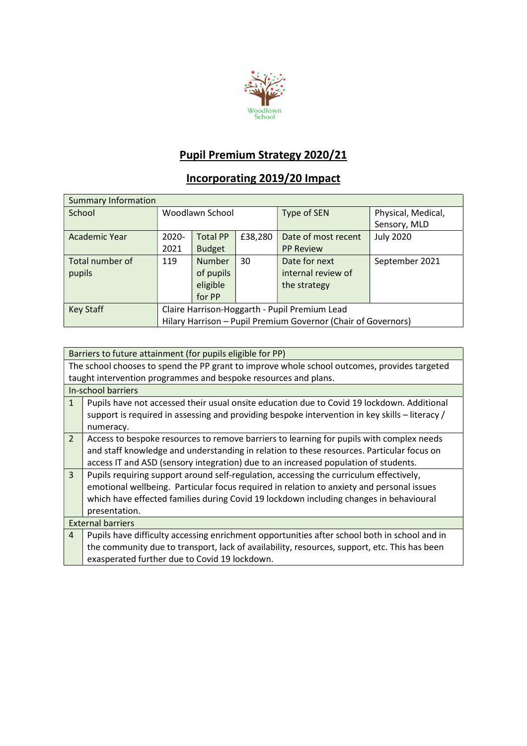Woodlawn School

# Pupil Premium Strategy 2020/21

## Incorporating 2019/20 Impact

| Summary Information | | | | | |
|---|---|---|---|---|---|
| School | Woodlawn School | | | Type of SEN | Physical, Medical, Sensory, MLD |
| Academic Year | 2020-2021 | Total PP Budget | £38,280 | Date of most recent PP Review | July 2020 |
| Total number of pupils | 119 | Number of pupils eligible for PP | 30 | Date for next internal review of the strategy | September 2021 |
| Key Staff | Claire Harrison-Hoggarth - Pupil Premium Lead<br>Hilary Harrison – Pupil Premium Governor (Chair of Governors) | | | | |

| Barriers to future attainment (for pupils eligible for PP) | |
|---|---|
| The school chooses to spend the PP grant to improve whole school outcomes, provides targeted taught intervention programmes and bespoke resources and plans. | |
| **In-school barriers** | |
| 1 | Pupils have not accessed their usual onsite education due to Covid 19 lockdown. Additional support is required in assessing and providing bespoke intervention in key skills – literacy / numeracy. |
| 2 | Access to bespoke resources to remove barriers to learning for pupils with complex needs and staff knowledge and understanding in relation to these resources. Particular focus on access IT and ASD (sensory integration) due to an increased population of students. |
| 3 | Pupils requiring support around self-regulation, accessing the curriculum effectively, emotional wellbeing. Particular focus required in relation to anxiety and personal issues which have effected families during Covid 19 lockdown including changes in behavioural presentation. |
| **External barriers** | |
| 4 | Pupils have difficulty accessing enrichment opportunities after school both in school and in the community due to transport, lack of availability, resources, support, etc. This has been exasperated further due to Covid 19 lockdown. |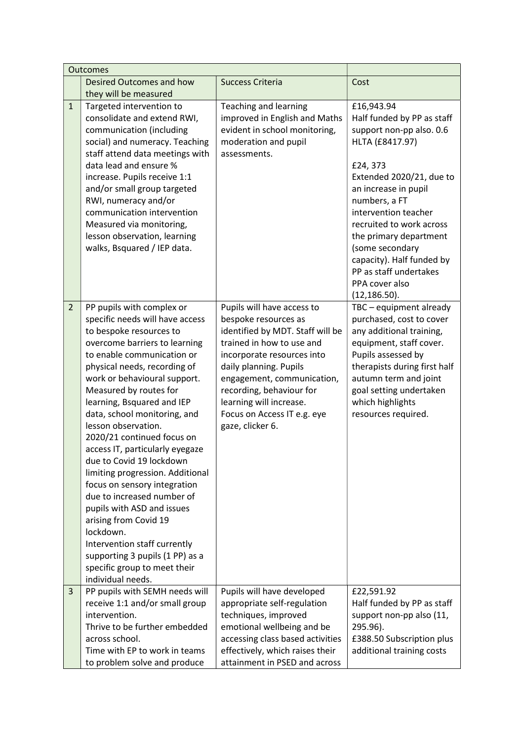| Outcomes | | | |
|---|---|---|---|
| | Desired Outcomes and how they will be measured | Success Criteria | Cost |
| 1 | Targeted intervention to consolidate and extend RWI, communication (including social) and numeracy. Teaching staff attend data meetings with data lead and ensure % increase. Pupils receive 1:1 and/or small group targeted RWI, numeracy and/or communication intervention Measured via monitoring, lesson observation, learning walks, Bsquared / IEP data. | Teaching and learning improved in English and Maths evident in school monitoring, moderation and pupil assessments. | £16,943.94<br>Half funded by PP as staff support non-pp also. 0.6 HLTA (£8417.97)<br><br>£24, 373<br>Extended 2020/21, due to an increase in pupil numbers, a FT intervention teacher recruited to work across the primary department (some secondary capacity). Half funded by PP as staff undertakes PPA cover also (12,186.50). |
| 2 | PP pupils with complex or specific needs will have access to bespoke resources to overcome barriers to learning to enable communication or physical needs, recording of work or behavioural support. Measured by routes for learning, Bsquared and IEP data, school monitoring, and lesson observation.<br>2020/21 continued focus on access IT, particularly eyegaze due to Covid 19 lockdown limiting progression. Additional focus on sensory integration due to increased number of pupils with ASD and issues arising from Covid 19 lockdown.<br>Intervention staff currently supporting 3 pupils (1 PP) as a specific group to meet their individual needs. | Pupils will have access to bespoke resources as identified by MDT. Staff will be trained in how to use and incorporate resources into daily planning. Pupils engagement, communication, recording, behaviour for learning will increase.<br>Focus on Access IT e.g. eye gaze, clicker 6. | TBC – equipment already purchased, cost to cover any additional training, equipment, staff cover. Pupils assessed by therapists during first half autumn term and joint goal setting undertaken which highlights resources required. |
| 3 | PP pupils with SEMH needs will receive 1:1 and/or small group intervention.<br>Thrive to be further embedded across school.<br>Time with EP to work in teams to problem solve and produce | Pupils will have developed appropriate self-regulation techniques, improved emotional wellbeing and be accessing class based activities effectively, which raises their attainment in PSED and across | £22,591.92<br>Half funded by PP as staff support non-pp also (11, 295.96).<br>£388.50 Subscription plus additional training costs |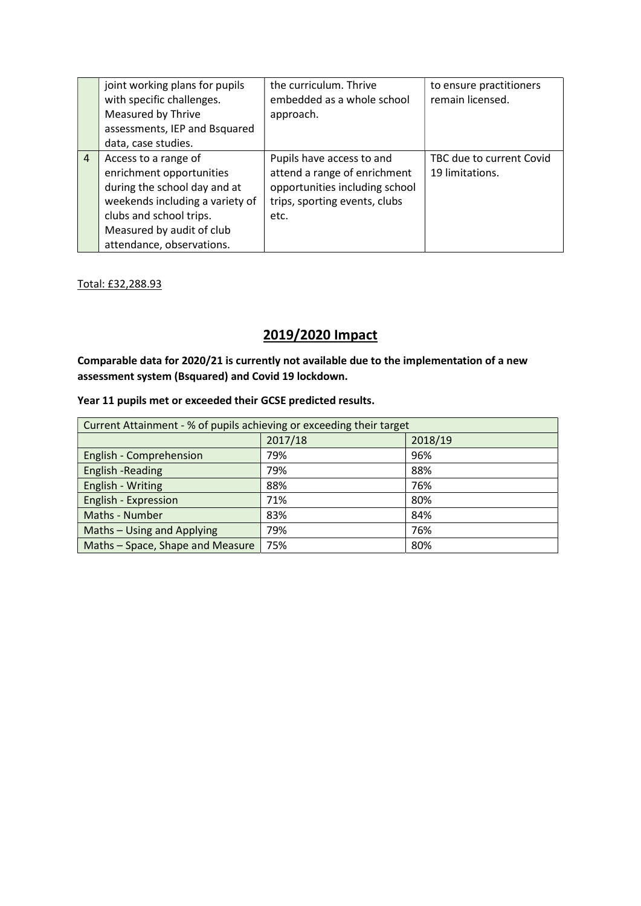|  |  |  |  |
|---|---|---|---|
|  | joint working plans for pupils with specific challenges. Measured by Thrive assessments, IEP and Bsquared data, case studies. | the curriculum. Thrive embedded as a whole school approach. | to ensure practitioners remain licensed. |
| 4 | Access to a range of enrichment opportunities during the school day and at weekends including a variety of clubs and school trips. Measured by audit of club attendance, observations. | Pupils have access to and attend a range of enrichment opportunities including school trips, sporting events, clubs etc. | TBC due to current Covid 19 limitations. |

Total: £32,288.93

## 2019/2020 Impact

**Comparable data for 2020/21 is currently not available due to the implementation of a new assessment system (Bsquared) and Covid 19 lockdown.**

**Year 11 pupils met or exceeded their GCSE predicted results.**

| Current Attainment - % of pupils achieving or exceeding their target | | |
|---|---|---|
| | 2017/18 | 2018/19 |
| English - Comprehension | 79% | 96% |
| English -Reading | 79% | 88% |
| English - Writing | 88% | 76% |
| English - Expression | 71% | 80% |
| Maths - Number | 83% | 84% |
| Maths – Using and Applying | 79% | 76% |
| Maths – Space, Shape and Measure | 75% | 80% |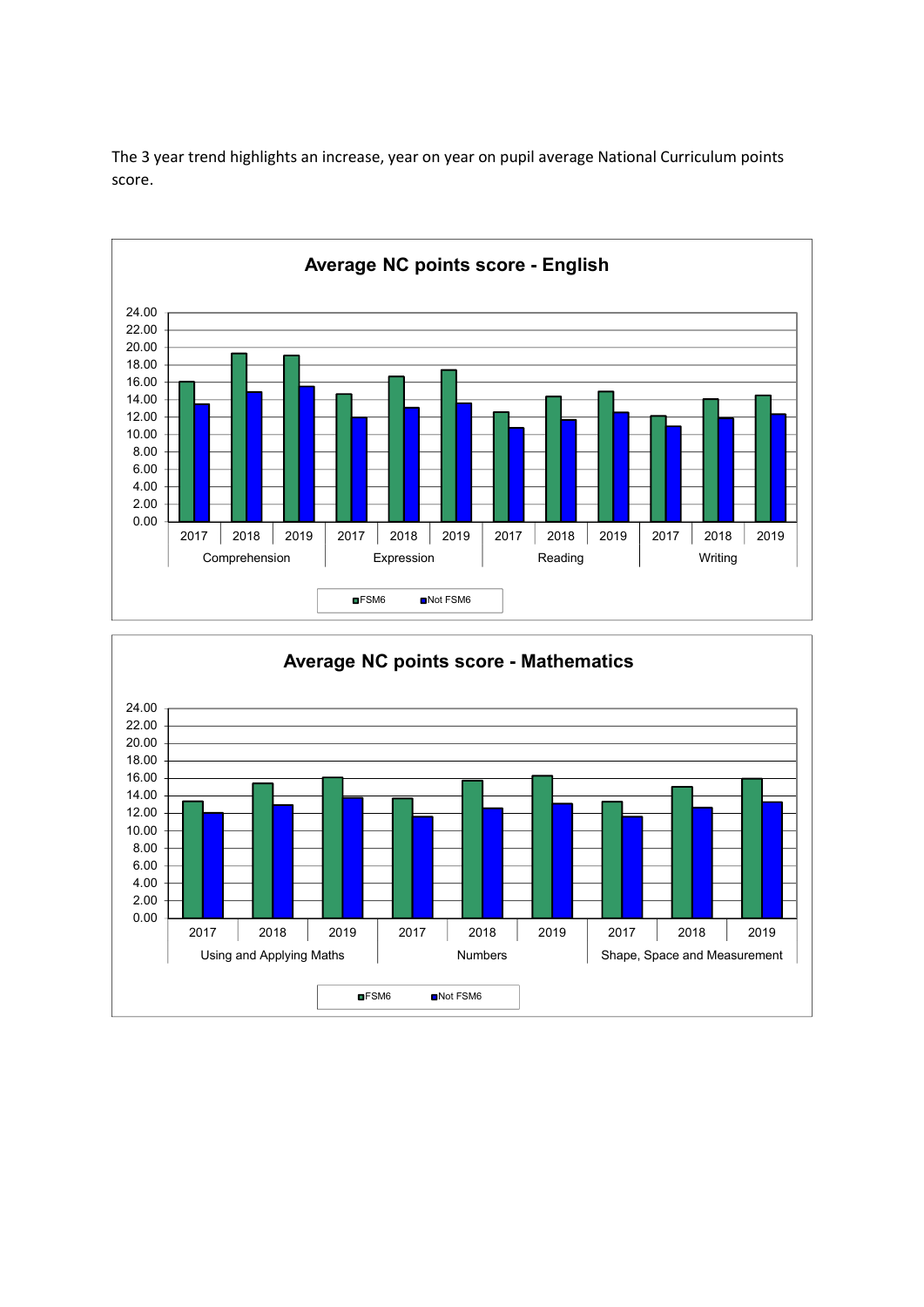The 3 year trend highlights an increase, year on year on pupil average National Curriculum points score.

**Average NC points score - English**

**Average NC points score - Mathematics**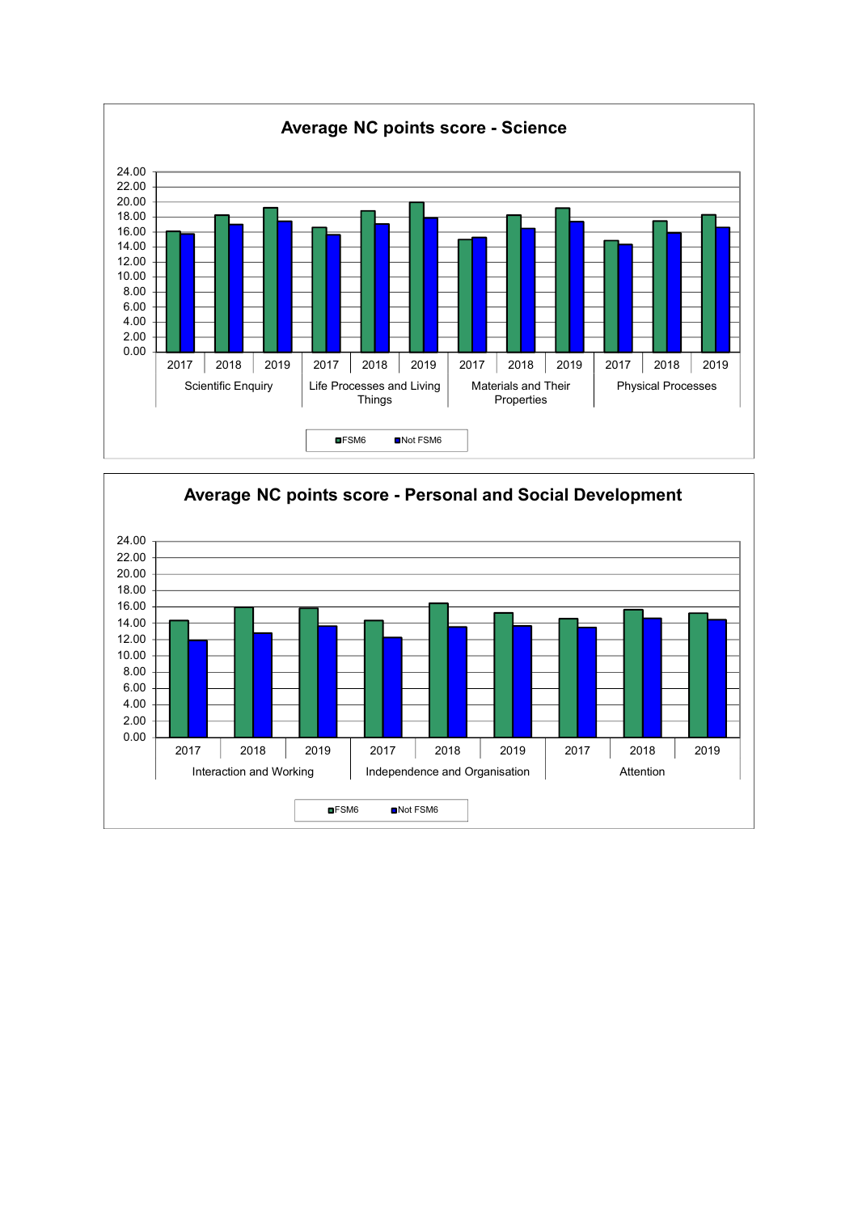## Average NC points score - Science

| | | FSM6 | Not FSM6 |
|---|---|---|---|
| Scientific Enquiry | 2017 | | |
| | 2018 | | |
| | 2019 | | |
| Life Processes and Living Things | 2017 | | |
| | 2018 | | |
| | 2019 | | |
| Materials and Their Properties | 2017 | | |
| | 2018 | | |
| | 2019 | | |
| Physical Processes | 2017 | | |
| | 2018 | | |
| | 2019 | | |

Y-axis: 0.00 – 24.00

Legend: FSM6, Not FSM6

## Average NC points score - Personal and Social Development

| | | FSM6 | Not FSM6 |
|---|---|---|---|
| Interaction and Working | 2017 | | |
| | 2018 | | |
| | 2019 | | |
| Independence and Organisation | 2017 | | |
| | 2018 | | |
| | 2019 | | |
| Attention | 2017 | | |
| | 2018 | | |
| | 2019 | | |

Y-axis: 0.00 – 24.00

Legend: FSM6, Not FSM6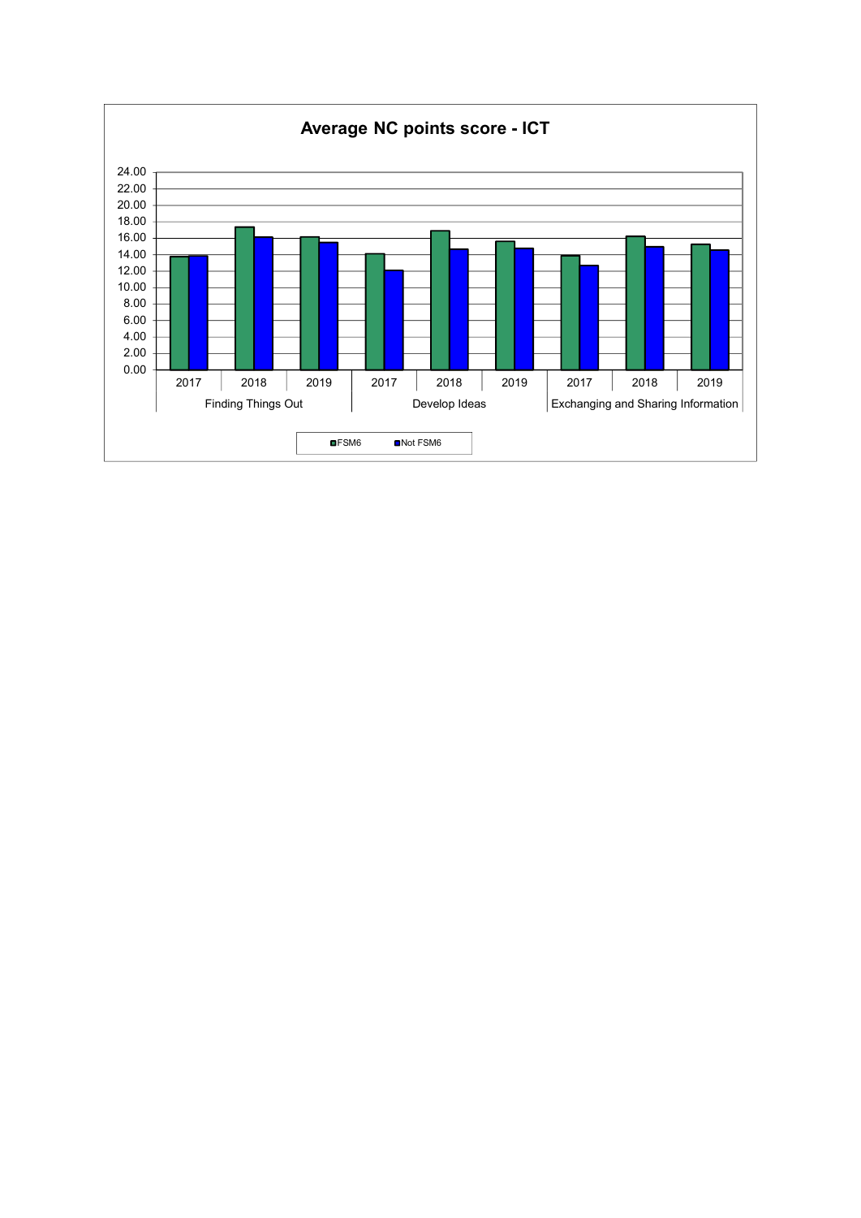## Average NC points score - ICT

24.00
22.00
20.00
18.00
16.00
14.00
12.00
10.00
8.00
6.00
4.00
2.00
0.00

2017 2018 2019 2017 2018 2019 2017 2018 2019

Finding Things Out

Develop Ideas

Exchanging and Sharing Information

FSM6

Not FSM6